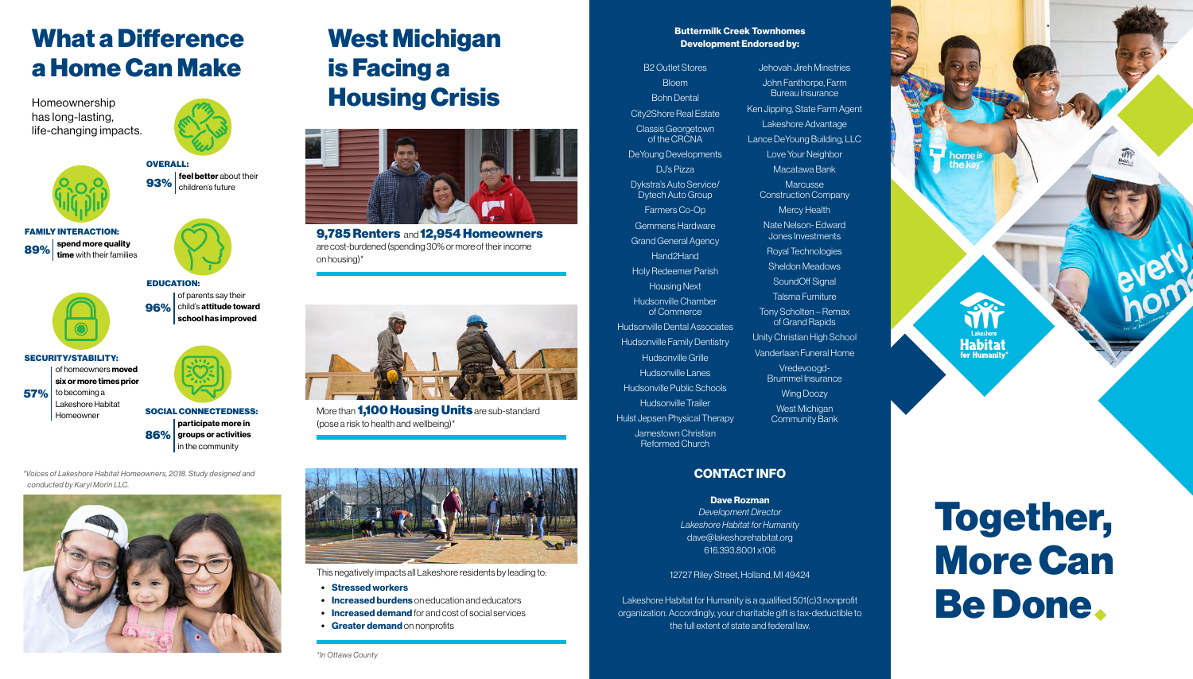# What a Difference a Home Can Make

Homeownership has long-lasting, life-changing impacts.

**OVERALL:**
**93%** **feel better** about their children's future

**FAMILY INTERACTION:**
**89%** **spend more quality time** with their families

**EDUCATION:**
**96%** of parents say their child's **attitude toward school has improved**

**SECURITY/STABILITY:**
**57%** of homeowners **moved six or more times prior** to becoming a Lakeshore Habitat Homeowner

**SOCIAL CONNECTEDNESS:**
**86%** **participate more in groups or activities** in the community

*Voices of Lakeshore Habitat Homeowners, 2018. Study designed and conducted by Karyl Morin LLC.*

# West Michigan is Facing a Housing Crisis

**9,785 Renters** and **12,954 Homeowners** are cost-burdened (spending 30% or more of their income on housing)*

More than **1,100 Housing Units** are sub-standard (pose a risk to health and wellbeing)*

This negatively impacts all Lakeshore residents by leading to:

- **Stressed workers**
- **Increased burdens** on education and educators
- **Increased demand** for and cost of social services
- **Greater demand** on nonprofits

*In Ottawa County

**Buttermilk Creek Townhomes Development Endorsed by:**

- B2 Outlet Stores
- Bloem
- Bohn Dental
- City2Shore Real Estate
- Classis Georgetown of the CRCNA
- DeYoung Developments
- DJ's Pizza
- Dykstra's Auto Service/ Dytech Auto Group
- Farmers Co-Op
- Gemmens Hardware
- Grand General Agency
- Hand2Hand
- Holy Redeemer Parish
- Housing Next
- Hudsonville Chamber of Commerce
- Hudsonville Dental Associates
- Hudsonville Family Dentistry
- Hudsonville Grille
- Hudsonville Lanes
- Hudsonville Public Schools
- Hudsonville Trailer
- Hulst Jepsen Physical Therapy
- Jamestown Christian Reformed Church
- Jehovah Jireh Ministries
- John Fanthorpe, Farm Bureau Insurance
- Ken Jipping, State Farm Agent
- Lakeshore Advantage
- Lance DeYoung Building, LLC
- Love Your Neighbor
- Macatawa Bank
- Marcusse Construction Company
- Mercy Health
- Nate Nelson- Edward Jones Investments
- Royal Technologies
- Sheldon Meadows
- SoundOff Signal
- Talsma Furniture
- Tony Scholten – Remax of Grand Rapids
- Unity Christian High School
- Vanderlaan Funeral Home
- Vredevoogd-Brummel Insurance
- Wing Doozy
- West Michigan Community Bank

## CONTACT INFO

**Dave Rozman**
*Development Director*
*Lakeshore Habitat for Humanity*
dave@lakeshorehabitat.org
616.393.8001 x106

12727 Riley Street, Holland, MI 49424

Lakeshore Habitat for Humanity is a qualified 501(c)3 nonprofit organization. Accordingly, your charitable gift is tax-deductible to the full extent of state and federal law.

Lakeshore Habitat for Humanity

# Together, More Can Be Done.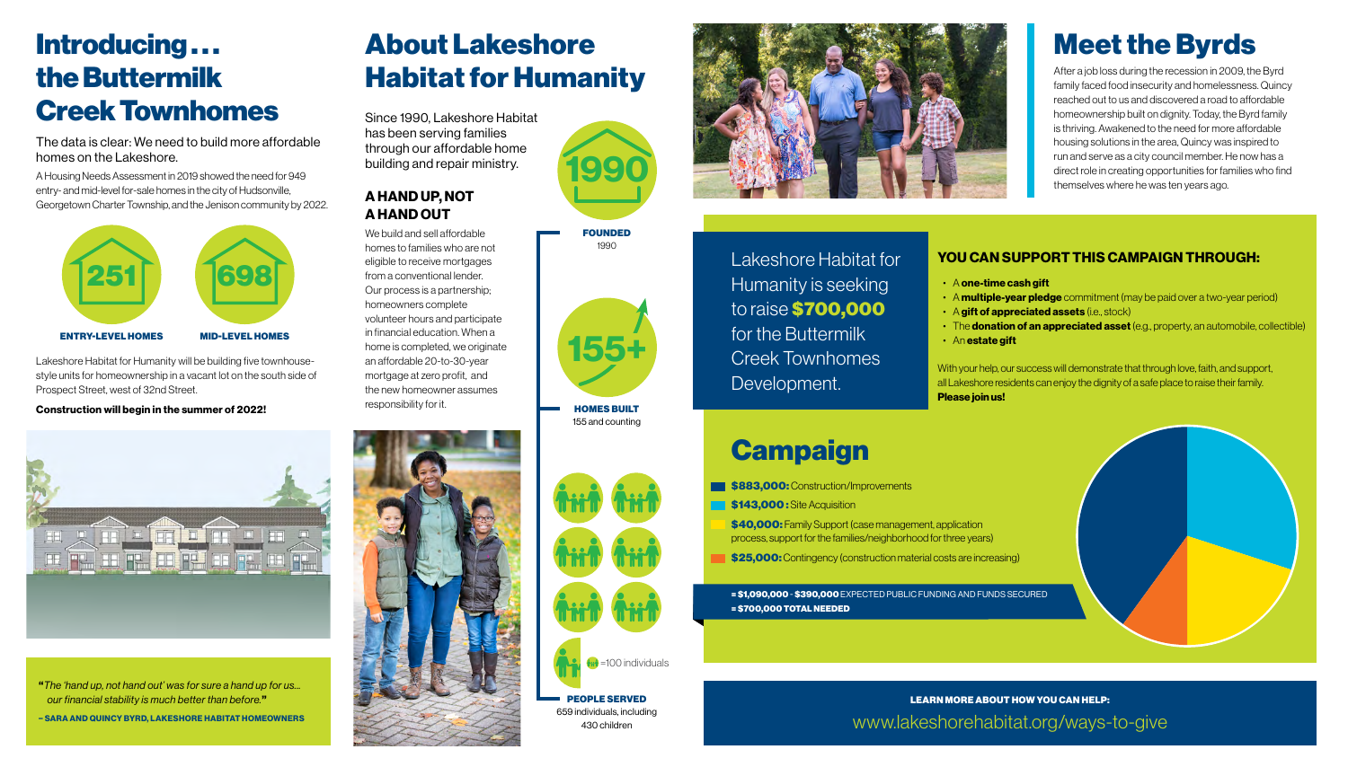# Introducing . . . the Buttermilk Creek Townhomes

The data is clear: We need to build more affordable homes on the Lakeshore.

A Housing Needs Assessment in 2019 showed the need for 949 entry- and mid-level for-sale homes in the city of Hudsonville, Georgetown Charter Township, and the Jenison community by 2022.

251
ENTRY-LEVEL HOMES

698
MID-LEVEL HOMES

Lakeshore Habitat for Humanity will be building five townhouse-style units for homeownership in a vacant lot on the south side of Prospect Street, west of 32nd Street.

**Construction will begin in the summer of 2022!**

*"The 'hand up, not hand out' was for sure a hand up for us... our financial stability is much better than before."*

– SARA AND QUINCY BYRD, LAKESHORE HABITAT HOMEOWNERS

# About Lakeshore Habitat for Humanity

Since 1990, Lakeshore Habitat has been serving families through our affordable home building and repair ministry.

### A HAND UP, NOT A HAND OUT

We build and sell affordable homes to families who are not eligible to receive mortgages from a conventional lender. Our process is a partnership; homeowners complete volunteer hours and participate in financial education. When a home is completed, we originate an affordable 20-to-30-year mortgage at zero profit, and the new homeowner assumes responsibility for it.

1990
**FOUNDED**
1990

155+
**HOMES BUILT**
155 and counting

=100 individuals

**PEOPLE SERVED**
659 individuals, including 430 children

# Meet the Byrds

After a job loss during the recession in 2009, the Byrd family faced food insecurity and homelessness. Quincy reached out to us and discovered a road to affordable homeownership built on dignity. Today, the Byrd family is thriving. Awakened to the need for more affordable housing solutions in the area, Quincy was inspired to run and serve as a city council member. He now has a direct role in creating opportunities for families who find themselves where he was ten years ago.

Lakeshore Habitat for Humanity is seeking to raise **$700,000** for the Buttermilk Creek Townhomes Development.

### YOU CAN SUPPORT THIS CAMPAIGN THROUGH:

- A **one-time cash gift**
- A **multiple-year pledge** commitment (may be paid over a two-year period)
- A **gift of appreciated assets** (i.e., stock)
- The **donation of an appreciated asset** (e.g., property, an automobile, collectible)
- An **estate gift**

With your help, our success will demonstrate that through love, faith, and support, all Lakeshore residents can enjoy the dignity of a safe place to raise their family. **Please join us!**

# Campaign

- **$883,000:** Construction/Improvements
- **$143,000:** Site Acquisition
- **$40,000:** Family Support (case management, application process, support for the families/neighborhood for three years)
- **$25,000:** Contingency (construction material costs are increasing)

**= $1,090,000 - $390,000** EXPECTED PUBLIC FUNDING AND FUNDS SECURED
**= $700,000 TOTAL NEEDED**

**LEARN MORE ABOUT HOW YOU CAN HELP:**
www.lakeshorehabitat.org/ways-to-give